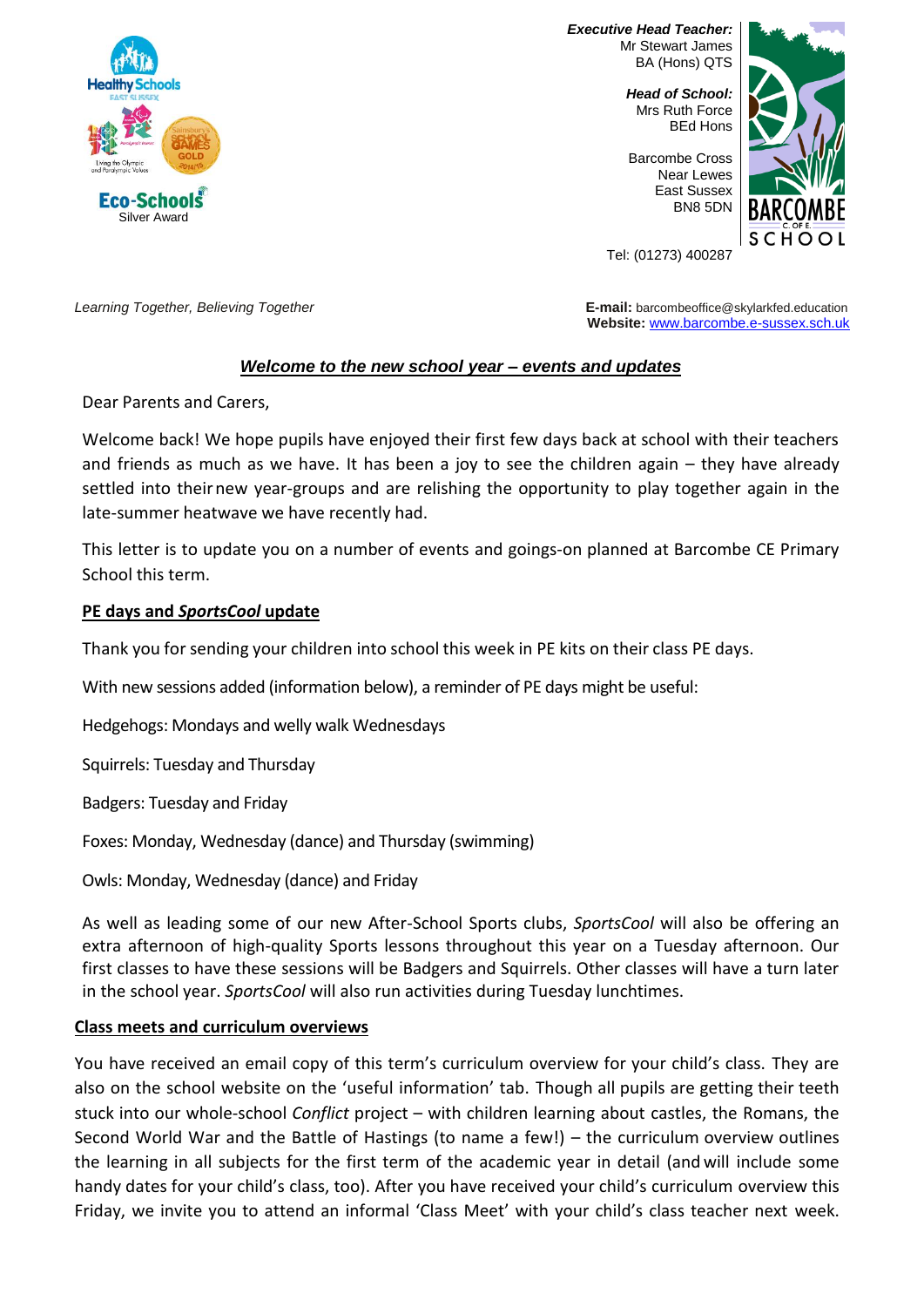Healthy Schools
EAST SUSSEX

Living the Olympic and Paralympic Values

Sainsbury's School Games GOLD 2014/15

Eco-Schools
Silver Award

***Executive Head Teacher:***
Mr Stewart James
BA (Hons) QTS

***Head of School:***
Mrs Ruth Force
BEd Hons

Barcombe Cross
Near Lewes
East Sussex
BN8 5DN

Tel: (01273) 400287

BARCOMBE C. OF E. SCHOOL

*Learning Together, Believing Together*

**E-mail:** barcombeoffice@skylarkfed.education
**Website:** www.barcombe.e-sussex.sch.uk

## ***Welcome to the new school year – events and updates***

Dear Parents and Carers,

Welcome back! We hope pupils have enjoyed their first few days back at school with their teachers and friends as much as we have. It has been a joy to see the children again – they have already settled into their new year-groups and are relishing the opportunity to play together again in the late-summer heatwave we have recently had.

This letter is to update you on a number of events and goings-on planned at Barcombe CE Primary School this term.

### PE days and *SportsCool* update

Thank you for sending your children into school this week in PE kits on their class PE days.

With new sessions added (information below), a reminder of PE days might be useful:

Hedgehogs: Mondays and welly walk Wednesdays

Squirrels: Tuesday and Thursday

Badgers: Tuesday and Friday

Foxes: Monday, Wednesday (dance) and Thursday (swimming)

Owls: Monday, Wednesday (dance) and Friday

As well as leading some of our new After-School Sports clubs, *SportsCool* will also be offering an extra afternoon of high-quality Sports lessons throughout this year on a Tuesday afternoon. Our first classes to have these sessions will be Badgers and Squirrels. Other classes will have a turn later in the school year. *SportsCool* will also run activities during Tuesday lunchtimes.

### Class meets and curriculum overviews

You have received an email copy of this term's curriculum overview for your child's class. They are also on the school website on the 'useful information' tab. Though all pupils are getting their teeth stuck into our whole-school *Conflict* project – with children learning about castles, the Romans, the Second World War and the Battle of Hastings (to name a few!) – the curriculum overview outlines the learning in all subjects for the first term of the academic year in detail (and will include some handy dates for your child's class, too). After you have received your child's curriculum overview this Friday, we invite you to attend an informal 'Class Meet' with your child's class teacher next week.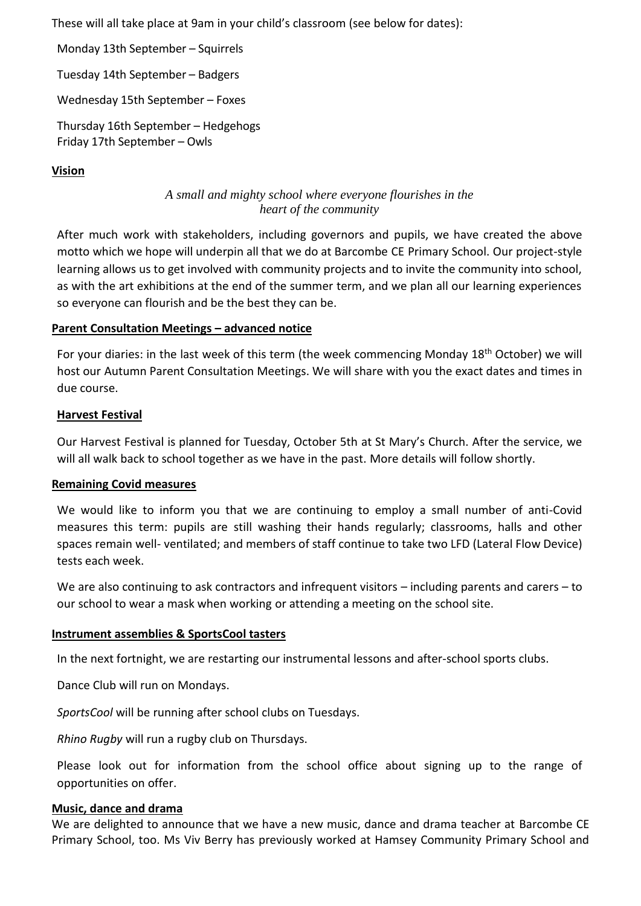These will all take place at 9am in your child's classroom (see below for dates):

Monday 13th September – Squirrels

Tuesday 14th September – Badgers

Wednesday 15th September – Foxes

Thursday 16th September – Hedgehogs
Friday 17th September – Owls

**Vision**

*A small and mighty school where everyone flourishes in the heart of the community*

After much work with stakeholders, including governors and pupils, we have created the above motto which we hope will underpin all that we do at Barcombe CE Primary School. Our project-style learning allows us to get involved with community projects and to invite the community into school, as with the art exhibitions at the end of the summer term, and we plan all our learning experiences so everyone can flourish and be the best they can be.

**Parent Consultation Meetings – advanced notice**

For your diaries: in the last week of this term (the week commencing Monday 18th October) we will host our Autumn Parent Consultation Meetings. We will share with you the exact dates and times in due course.

**Harvest Festival**

Our Harvest Festival is planned for Tuesday, October 5th at St Mary's Church. After the service, we will all walk back to school together as we have in the past. More details will follow shortly.

**Remaining Covid measures**

We would like to inform you that we are continuing to employ a small number of anti-Covid measures this term: pupils are still washing their hands regularly; classrooms, halls and other spaces remain well- ventilated; and members of staff continue to take two LFD (Lateral Flow Device) tests each week.

We are also continuing to ask contractors and infrequent visitors – including parents and carers – to our school to wear a mask when working or attending a meeting on the school site.

**Instrument assemblies & SportsCool tasters**

In the next fortnight, we are restarting our instrumental lessons and after-school sports clubs.

Dance Club will run on Mondays.

*SportsCool* will be running after school clubs on Tuesdays.

*Rhino Rugby* will run a rugby club on Thursdays.

Please look out for information from the school office about signing up to the range of opportunities on offer.

**Music, dance and drama**

We are delighted to announce that we have a new music, dance and drama teacher at Barcombe CE Primary School, too. Ms Viv Berry has previously worked at Hamsey Community Primary School and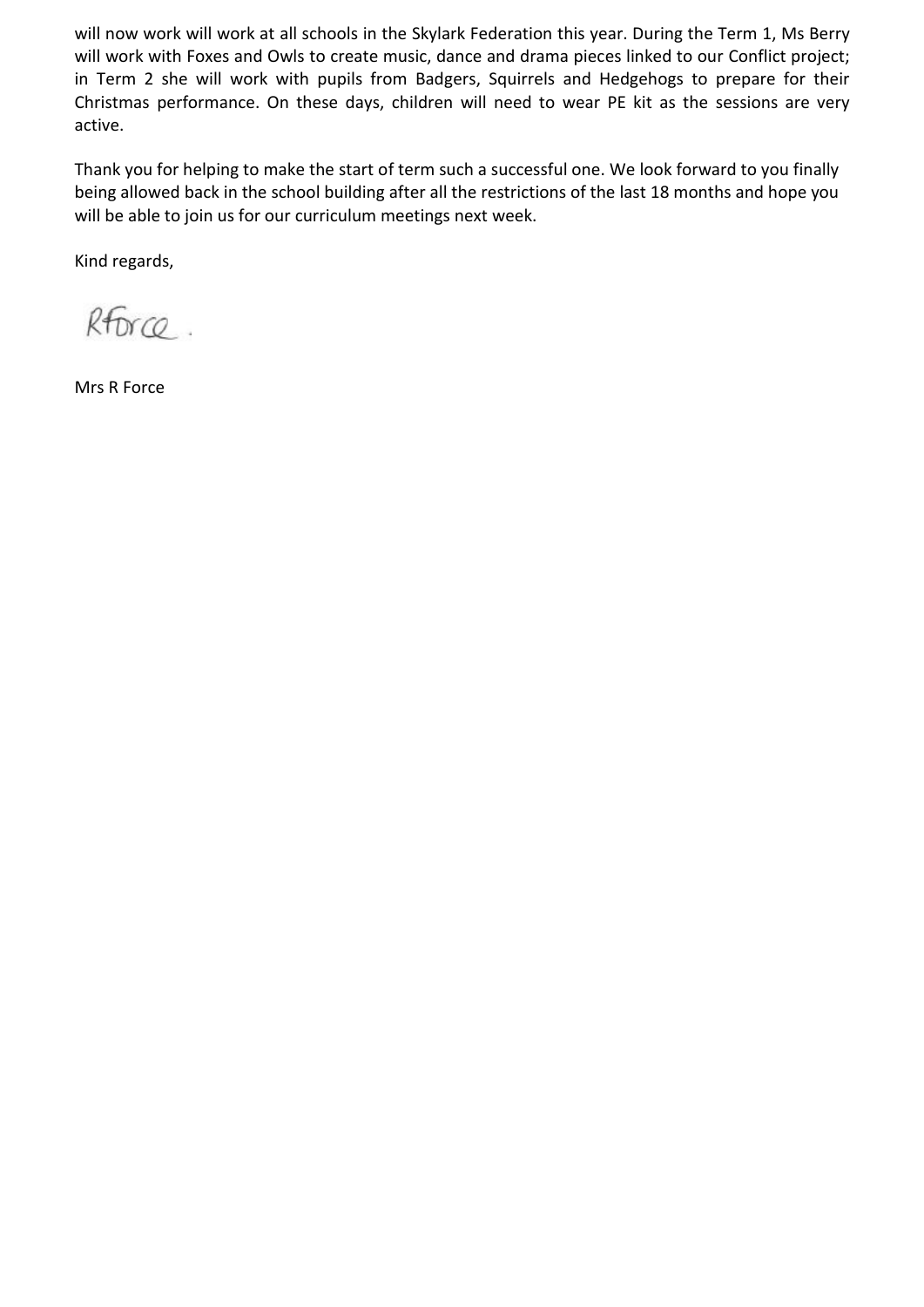will now work will work at all schools in the Skylark Federation this year. During the Term 1, Ms Berry will work with Foxes and Owls to create music, dance and drama pieces linked to our Conflict project; in Term 2 she will work with pupils from Badgers, Squirrels and Hedgehogs to prepare for their Christmas performance. On these days, children will need to wear PE kit as the sessions are very active.

Thank you for helping to make the start of term such a successful one. We look forward to you finally being allowed back in the school building after all the restrictions of the last 18 months and hope you will be able to join us for our curriculum meetings next week.

Kind regards,

RForce.

Mrs R Force